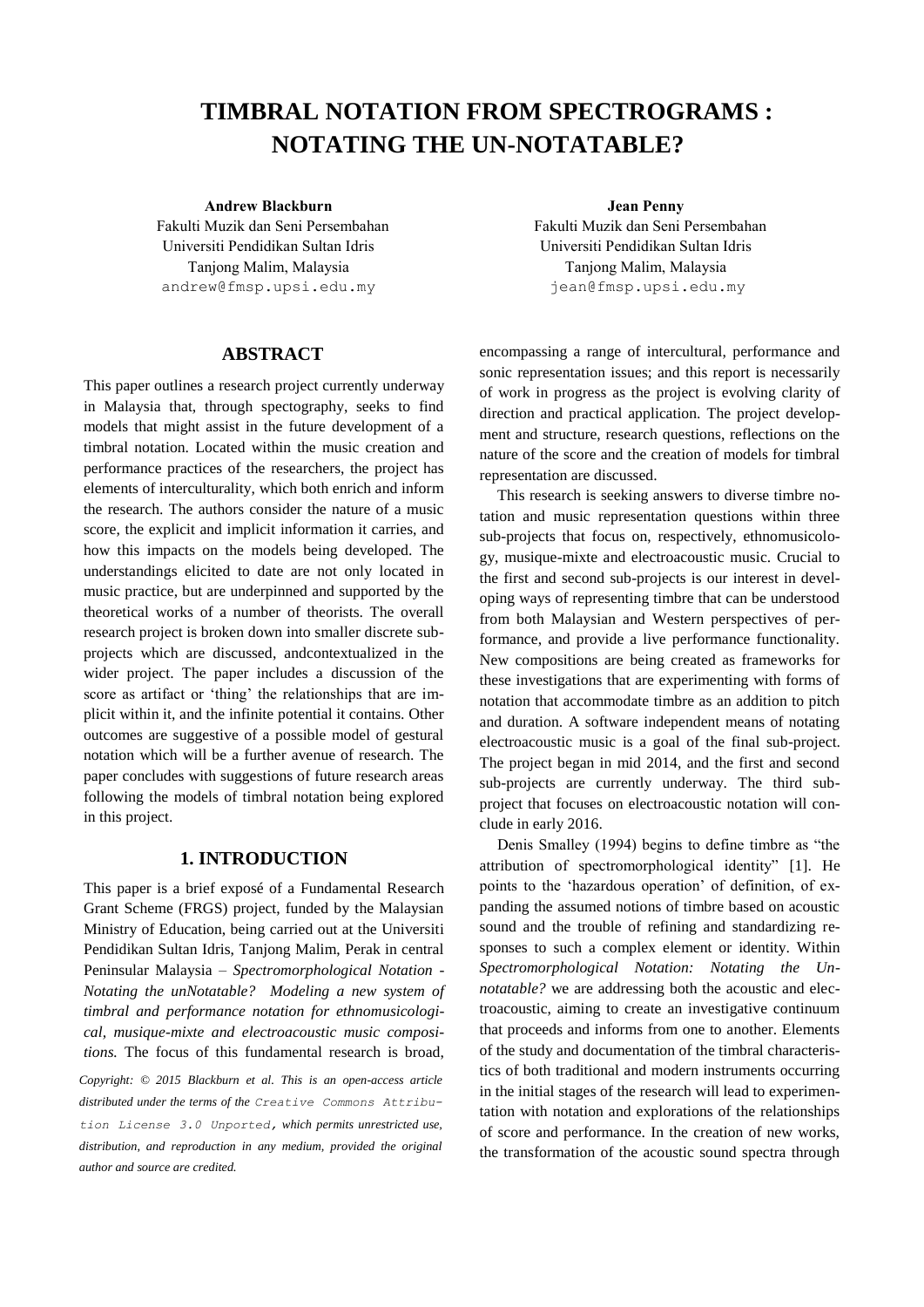# TIMBRAL NOTATION FROM SPECTROGRAMS : NOTATING THE UN-NOTATABLE?

**Andrew Blackburn**
Fakulti Muzik dan Seni Persembahan
Universiti Pendidikan Sultan Idris
Tanjong Malim, Malaysia
andrew@fmsp.upsi.edu.my

**Jean Penny**
Fakulti Muzik dan Seni Persembahan
Universiti Pendidikan Sultan Idris
Tanjong Malim, Malaysia
jean@fmsp.upsi.edu.my

## ABSTRACT

This paper outlines a research project currently underway in Malaysia that, through spectography, seeks to find models that might assist in the future development of a timbral notation. Located within the music creation and performance practices of the researchers, the project has elements of interculturality, which both enrich and inform the research. The authors consider the nature of a music score, the explicit and implicit information it carries, and how this impacts on the models being developed. The understandings elicited to date are not only located in music practice, but are underpinned and supported by the theoretical works of a number of theorists. The overall research project is broken down into smaller discrete sub-projects which are discussed, andcontextualized in the wider project. The paper includes a discussion of the score as artifact or 'thing' the relationships that are implicit within it, and the infinite potential it contains. Other outcomes are suggestive of a possible model of gestural notation which will be a further avenue of research. The paper concludes with suggestions of future research areas following the models of timbral notation being explored in this project.

## 1. INTRODUCTION

This paper is a brief exposé of a Fundamental Research Grant Scheme (FRGS) project, funded by the Malaysian Ministry of Education, being carried out at the Universiti Pendidikan Sultan Idris, Tanjong Malim, Perak in central Peninsular Malaysia – *Spectromorphological Notation - Notating the unNotatable? Modeling a new system of timbral and performance notation for ethnomusicological, musique-mixte and electroacoustic music compositions.* The focus of this fundamental research is broad, encompassing a range of intercultural, performance and sonic representation issues; and this report is necessarily of work in progress as the project is evolving clarity of direction and practical application. The project development and structure, research questions, reflections on the nature of the score and the creation of models for timbral representation are discussed.

*Copyright: © 2015 Blackburn et al. This is an open-access article distributed under the terms of the Creative Commons Attribution License 3.0 Unported, which permits unrestricted use, distribution, and reproduction in any medium, provided the original author and source are credited.*

This research is seeking answers to diverse timbre notation and music representation questions within three sub-projects that focus on, respectively, ethnomusicology, musique-mixte and electroacoustic music. Crucial to the first and second sub-projects is our interest in developing ways of representing timbre that can be understood from both Malaysian and Western perspectives of performance, and provide a live performance functionality. New compositions are being created as frameworks for these investigations that are experimenting with forms of notation that accommodate timbre as an addition to pitch and duration. A software independent means of notating electroacoustic music is a goal of the final sub-project. The project began in mid 2014, and the first and second sub-projects are currently underway. The third sub-project that focuses on electroacoustic notation will conclude in early 2016.

Denis Smalley (1994) begins to define timbre as "the attribution of spectromorphological identity" [1]. He points to the 'hazardous operation' of definition, of expanding the assumed notions of timbre based on acoustic sound and the trouble of refining and standardizing responses to such a complex element or identity. Within *Spectromorphological Notation: Notating the Unnotatable?* we are addressing both the acoustic and electroacoustic, aiming to create an investigative continuum that proceeds and informs from one to another. Elements of the study and documentation of the timbral characteristics of both traditional and modern instruments occurring in the initial stages of the research will lead to experimentation with notation and explorations of the relationships of score and performance. In the creation of new works, the transformation of the acoustic sound spectra through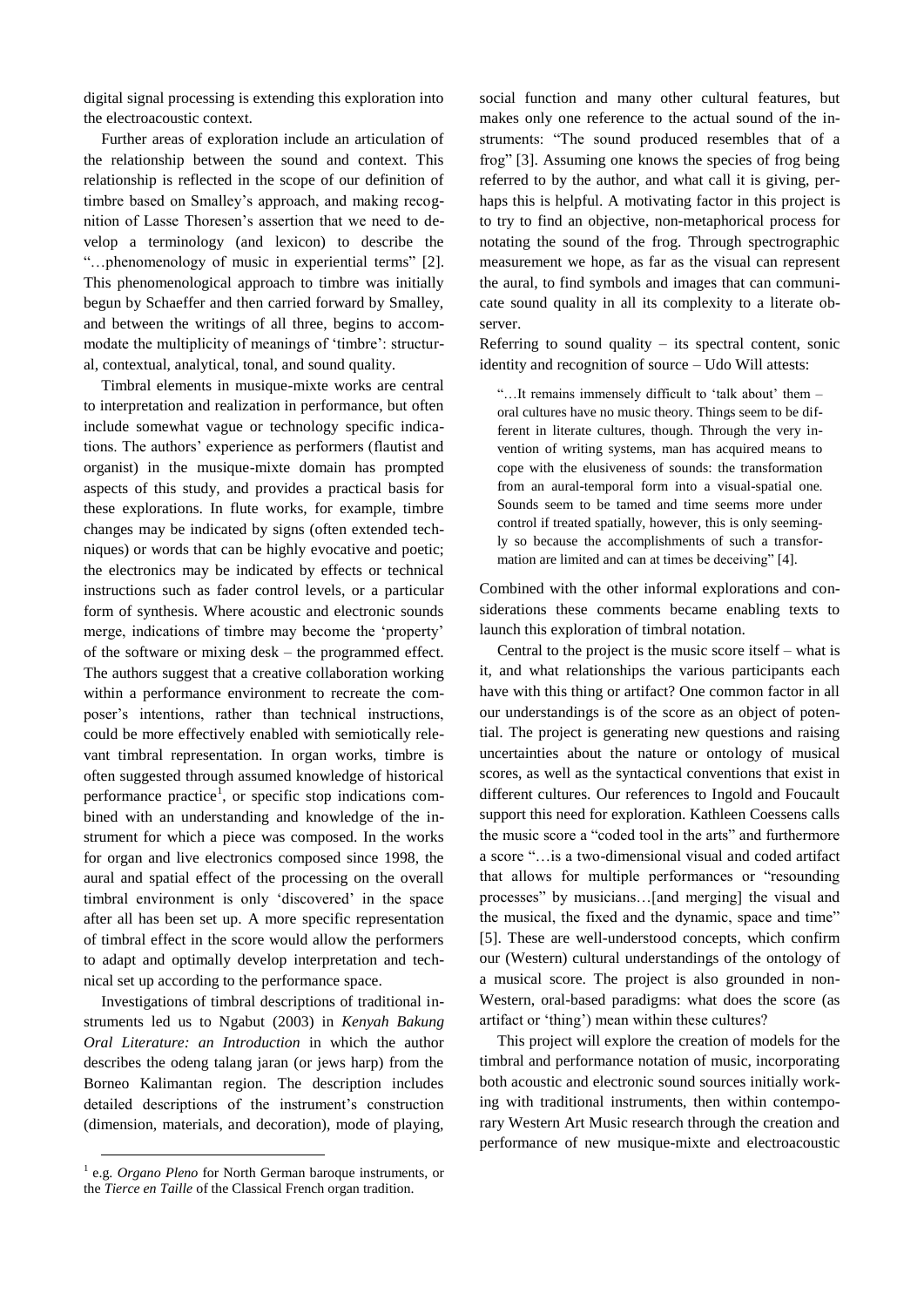digital signal processing is extending this exploration into the electroacoustic context.

Further areas of exploration include an articulation of the relationship between the sound and context. This relationship is reflected in the scope of our definition of timbre based on Smalley's approach, and making recognition of Lasse Thoresen's assertion that we need to develop a terminology (and lexicon) to describe the "…phenomenology of music in experiential terms" [2]. This phenomenological approach to timbre was initially begun by Schaeffer and then carried forward by Smalley, and between the writings of all three, begins to accommodate the multiplicity of meanings of 'timbre': structural, contextual, analytical, tonal, and sound quality.

Timbral elements in musique-mixte works are central to interpretation and realization in performance, but often include somewhat vague or technology specific indications. The authors' experience as performers (flautist and organist) in the musique-mixte domain has prompted aspects of this study, and provides a practical basis for these explorations. In flute works, for example, timbre changes may be indicated by signs (often extended techniques) or words that can be highly evocative and poetic; the electronics may be indicated by effects or technical instructions such as fader control levels, or a particular form of synthesis. Where acoustic and electronic sounds merge, indications of timbre may become the 'property' of the software or mixing desk – the programmed effect. The authors suggest that a creative collaboration working within a performance environment to recreate the composer's intentions, rather than technical instructions, could be more effectively enabled with semiotically relevant timbral representation. In organ works, timbre is often suggested through assumed knowledge of historical performance practice[1], or specific stop indications combined with an understanding and knowledge of the instrument for which a piece was composed. In the works for organ and live electronics composed since 1998, the aural and spatial effect of the processing on the overall timbral environment is only 'discovered' in the space after all has been set up. A more specific representation of timbral effect in the score would allow the performers to adapt and optimally develop interpretation and technical set up according to the performance space.

Investigations of timbral descriptions of traditional instruments led us to Ngabut (2003) in *Kenyah Bakung Oral Literature: an Introduction* in which the author describes the odeng talang jaran (or jews harp) from the Borneo Kalimantan region. The description includes detailed descriptions of the instrument's construction (dimension, materials, and decoration), mode of playing, social function and many other cultural features, but makes only one reference to the actual sound of the instruments: "The sound produced resembles that of a frog" [3]. Assuming one knows the species of frog being referred to by the author, and what call it is giving, perhaps this is helpful. A motivating factor in this project is to try to find an objective, non-metaphorical process for notating the sound of the frog. Through spectrographic measurement we hope, as far as the visual can represent the aural, to find symbols and images that can communicate sound quality in all its complexity to a literate observer.

Referring to sound quality – its spectral content, sonic identity and recognition of source – Udo Will attests:

> "…It remains immensely difficult to 'talk about' them – oral cultures have no music theory. Things seem to be different in literate cultures, though. Through the very invention of writing systems, man has acquired means to cope with the elusiveness of sounds: the transformation from an aural-temporal form into a visual-spatial one. Sounds seem to be tamed and time seems more under control if treated spatially, however, this is only seemingly so because the accomplishments of such a transformation are limited and can at times be deceiving" [4].

Combined with the other informal explorations and considerations these comments became enabling texts to launch this exploration of timbral notation.

Central to the project is the music score itself – what is it, and what relationships the various participants each have with this thing or artifact? One common factor in all our understandings is of the score as an object of potential. The project is generating new questions and raising uncertainties about the nature or ontology of musical scores, as well as the syntactical conventions that exist in different cultures. Our references to Ingold and Foucault support this need for exploration. Kathleen Coessens calls the music score a "coded tool in the arts" and furthermore a score "…is a two-dimensional visual and coded artifact that allows for multiple performances or "resounding processes" by musicians…[and merging] the visual and the musical, the fixed and the dynamic, space and time" [5]. These are well-understood concepts, which confirm our (Western) cultural understandings of the ontology of a musical score. The project is also grounded in non-Western, oral-based paradigms: what does the score (as artifact or 'thing') mean within these cultures?

This project will explore the creation of models for the timbral and performance notation of music, incorporating both acoustic and electronic sound sources initially working with traditional instruments, then within contemporary Western Art Music research through the creation and performance of new musique-mixte and electroacoustic

---

[1] e.g. *Organo Pleno* for North German baroque instruments, or the *Tierce en Taille* of the Classical French organ tradition.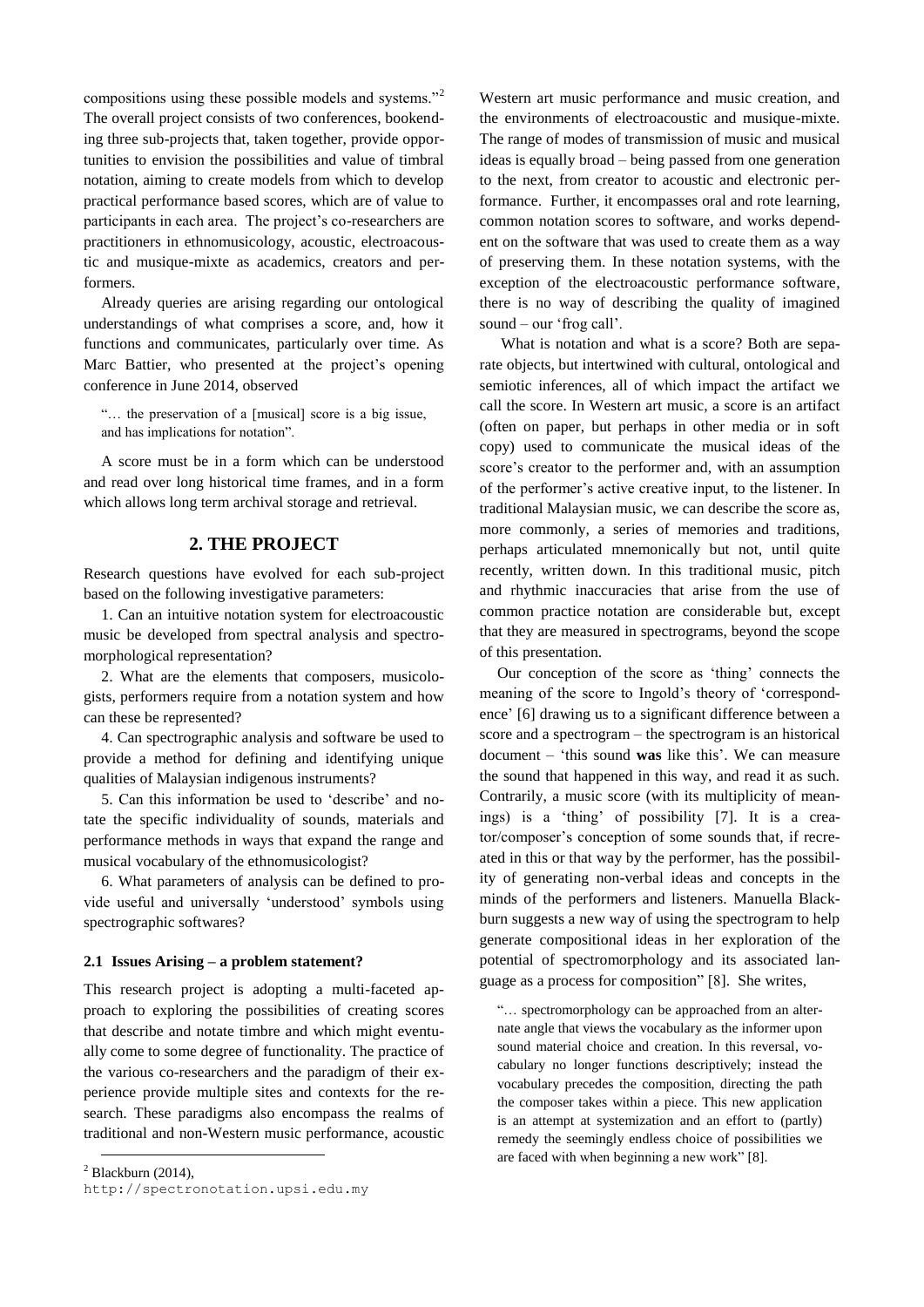compositions using these possible models and systems."[2] The overall project consists of two conferences, bookending three sub-projects that, taken together, provide opportunities to envision the possibilities and value of timbral notation, aiming to create models from which to develop practical performance based scores, which are of value to participants in each area. The project's co-researchers are practitioners in ethnomusicology, acoustic, electroacoustic and musique-mixte as academics, creators and performers.

Already queries are arising regarding our ontological understandings of what comprises a score, and, how it functions and communicates, particularly over time. As Marc Battier, who presented at the project's opening conference in June 2014, observed

> "… the preservation of a [musical] score is a big issue, and has implications for notation".

A score must be in a form which can be understood and read over long historical time frames, and in a form which allows long term archival storage and retrieval.

## 2. THE PROJECT

Research questions have evolved for each sub-project based on the following investigative parameters:

1. Can an intuitive notation system for electroacoustic music be developed from spectral analysis and spectromorphological representation?

2. What are the elements that composers, musicologists, performers require from a notation system and how can these be represented?

4. Can spectrographic analysis and software be used to provide a method for defining and identifying unique qualities of Malaysian indigenous instruments?

5. Can this information be used to 'describe' and notate the specific individuality of sounds, materials and performance methods in ways that expand the range and musical vocabulary of the ethnomusicologist?

6. What parameters of analysis can be defined to provide useful and universally 'understood' symbols using spectrographic softwares?

### 2.1 Issues Arising – a problem statement?

This research project is adopting a multi-faceted approach to exploring the possibilities of creating scores that describe and notate timbre and which might eventually come to some degree of functionality. The practice of the various co-researchers and the paradigm of their experience provide multiple sites and contexts for the research. These paradigms also encompass the realms of traditional and non-Western music performance, acoustic Western art music performance and music creation, and the environments of electroacoustic and musique-mixte. The range of modes of transmission of music and musical ideas is equally broad – being passed from one generation to the next, from creator to acoustic and electronic performance. Further, it encompasses oral and rote learning, common notation scores to software, and works dependent on the software that was used to create them as a way of preserving them. In these notation systems, with the exception of the electroacoustic performance software, there is no way of describing the quality of imagined sound – our 'frog call'.

What is notation and what is a score? Both are separate objects, but intertwined with cultural, ontological and semiotic inferences, all of which impact the artifact we call the score. In Western art music, a score is an artifact (often on paper, but perhaps in other media or in soft copy) used to communicate the musical ideas of the score's creator to the performer and, with an assumption of the performer's active creative input, to the listener. In traditional Malaysian music, we can describe the score as, more commonly, a series of memories and traditions, perhaps articulated mnemonically but not, until quite recently, written down. In this traditional music, pitch and rhythmic inaccuracies that arise from the use of common practice notation are considerable but, except that they are measured in spectrograms, beyond the scope of this presentation.

Our conception of the score as 'thing' connects the meaning of the score to Ingold's theory of 'correspondence' [6] drawing us to a significant difference between a score and a spectrogram – the spectrogram is an historical document – 'this sound **was** like this'. We can measure the sound that happened in this way, and read it as such. Contrarily, a music score (with its multiplicity of meanings) is a 'thing' of possibility [7]. It is a creator/composer's conception of some sounds that, if recreated in this or that way by the performer, has the possibility of generating non-verbal ideas and concepts in the minds of the performers and listeners. Manuella Blackburn suggests a new way of using the spectrogram to help generate compositional ideas in her exploration of the potential of spectromorphology and its associated language as a process for composition" [8]. She writes,

> "… spectromorphology can be approached from an alternate angle that views the vocabulary as the informer upon sound material choice and creation. In this reversal, vocabulary no longer functions descriptively; instead the vocabulary precedes the composition, directing the path the composer takes within a piece. This new application is an attempt at systemization and an effort to (partly) remedy the seemingly endless choice of possibilities we are faced with when beginning a new work" [8].

[2] Blackburn (2014),
http://spectronotation.upsi.edu.my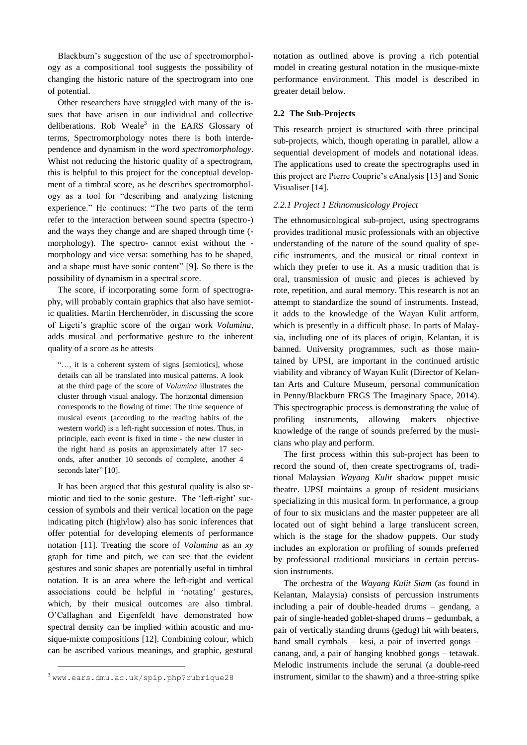Blackburn's suggestion of the use of spectromorphology as a compositional tool suggests the possibility of changing the historic nature of the spectrogram into one of potential.

Other researchers have struggled with many of the issues that have arisen in our individual and collective deliberations. Rob Weale[3] in the EARS Glossary of terms, Spectromorphology notes there is both interdependence and dynamism in the word *spectromorphology*. Whist not reducing the historic quality of a spectrogram, this is helpful to this project for the conceptual development of a timbral score, as he describes spectromorphology as a tool for "describing and analyzing listening experience." He continues: "The two parts of the term refer to the interaction between sound spectra (spectro-) and the ways they change and are shaped through time (-morphology). The spectro- cannot exist without the -morphology and vice versa: something has to be shaped, and a shape must have sonic content" [9]. So there is the possibility of dynamism in a spectral score.

The score, if incorporating some form of spectrography, will probably contain graphics that also have semiotic qualities. Martin Herchenröder, in discussing the score of Ligeti's graphic score of the organ work *Volumina*, adds musical and performative gesture to the inherent quality of a score as he attests

> "…, it is a coherent system of signs [semiotics], whose details can all be translated into musical patterns. A look at the third page of the score of *Volumina* illustrates the cluster through visual analogy. The horizontal dimension corresponds to the flowing of time: The time sequence of musical events (according to the reading habits of the western world) is a left-right succession of notes. Thus, in principle, each event is fixed in time - the new cluster in the right hand as posits an approximately after 17 seconds, after another 10 seconds of complete, another 4 seconds later" [10].

It has been argued that this gestural quality is also semiotic and tied to the sonic gesture. The 'left-right' succession of symbols and their vertical location on the page indicating pitch (high/low) also has sonic inferences that offer potential for developing elements of performance notation [11]. Treating the score of *Volumina* as an *xy* graph for time and pitch, we can see that the evident gestures and sonic shapes are potentially useful in timbral notation. It is an area where the left-right and vertical associations could be helpful in 'notating' gestures, which, by their musical outcomes are also timbral. O'Callaghan and Eigenfeldt have demonstrated how spectral density can be implied within acoustic and musique-mixte compositions [12]. Combining colour, which can be ascribed various meanings, and graphic, gestural notation as outlined above is proving a rich potential model in creating gestural notation in the musique-mixte performance environment. This model is described in greater detail below.

### 2.2 The Sub-Projects

This research project is structured with three principal sub-projects, which, though operating in parallel, allow a sequential development of models and notational ideas. The applications used to create the spectrographs used in this project are Pierre Couprie's eAnalysis [13] and Sonic Visualiser [14].

#### *2.2.1 Project 1 Ethnomusicology Project*

The ethnomusicological sub-project, using spectrograms provides traditional music professionals with an objective understanding of the nature of the sound quality of specific instruments, and the musical or ritual context in which they prefer to use it. As a music tradition that is oral, transmission of music and pieces is achieved by rote, repetition, and aural memory. This research is not an attempt to standardize the sound of instruments. Instead, it adds to the knowledge of the Wayan Kulit artform, which is presently in a difficult phase. In parts of Malaysia, including one of its places of origin, Kelantan, it is banned. University programmes, such as those maintained by UPSI, are important in the continued artistic viability and vibrancy of Wayan Kulit (Director of Kelantan Arts and Culture Museum, personal communication in Penny/Blackburn FRGS The Imaginary Space, 2014). This spectrographic process is demonstrating the value of profiling instruments, allowing makers objective knowledge of the range of sounds preferred by the musicians who play and perform.

The first process within this sub-project has been to record the sound of, then create spectrograms of, traditional Malaysian *Wayang Kulit* shadow puppet music theatre. UPSI maintains a group of resident musicians specializing in this musical form. In performance, a group of four to six musicians and the master puppeteer are all located out of sight behind a large translucent screen, which is the stage for the shadow puppets. Our study includes an exploration or profiling of sounds preferred by professional traditional musicians in certain percussion instruments.

The orchestra of the *Wayang Kulit Siam* (as found in Kelantan, Malaysia) consists of percussion instruments including a pair of double-headed drums – gendang, a pair of single-headed goblet-shaped drums – gedumbak, a pair of vertically standing drums (gedug) hit with beaters, hand small cymbals – kesi, a pair of inverted gongs – canang, and, a pair of hanging knobbed gongs – tetawak. Melodic instruments include the serunai (a double-reed instrument, similar to the shawm) and a three-string spike

[3] www.ears.dmu.ac.uk/spip.php?rubrique28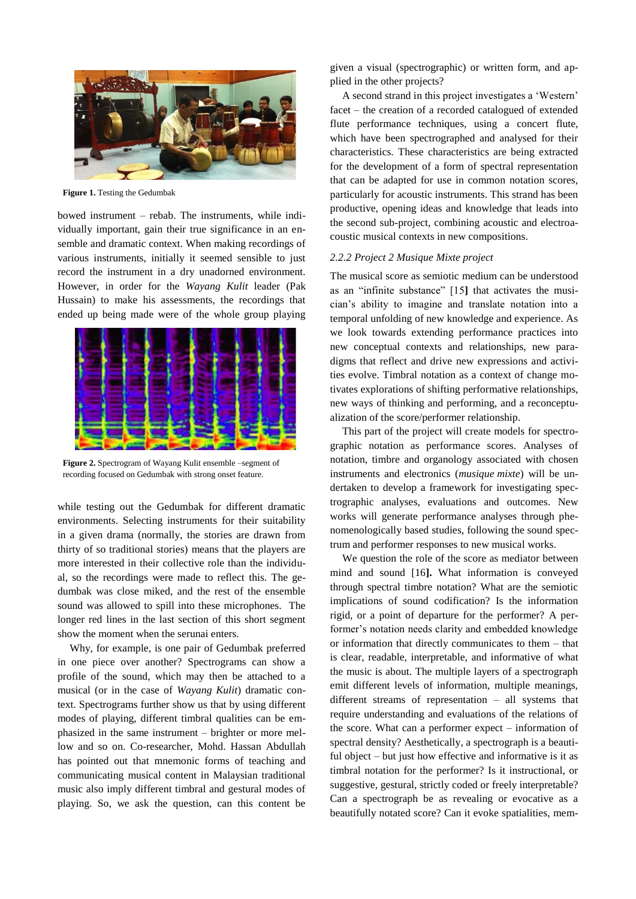**Figure 1.** Testing the Gedumbak

bowed instrument – rebab. The instruments, while individually important, gain their true significance in an ensemble and dramatic context. When making recordings of various instruments, initially it seemed sensible to just record the instrument in a dry unadorned environment. However, in order for the *Wayang Kulit* leader (Pak Hussain) to make his assessments, the recordings that ended up being made were of the whole group playing while testing out the Gedumbak for different dramatic environments. Selecting instruments for their suitability in a given drama (normally, the stories are drawn from thirty of so traditional stories) means that the players are more interested in their collective role than the individual, so the recordings were made to reflect this. The gedumbak was close miked, and the rest of the ensemble sound was allowed to spill into these microphones. The longer red lines in the last section of this short segment show the moment when the serunai enters.

**Figure 2.** Spectrogram of Wayang Kulit ensemble –segment of recording focused on Gedumbak with strong onset feature.

Why, for example, is one pair of Gedumbak preferred in one piece over another? Spectrograms can show a profile of the sound, which may then be attached to a musical (or in the case of *Wayang Kulit*) dramatic context. Spectrograms further show us that by using different modes of playing, different timbral qualities can be emphasized in the same instrument – brighter or more mellow and so on. Co-researcher, Mohd. Hassan Abdullah has pointed out that mnemonic forms of teaching and communicating musical content in Malaysian traditional music also imply different timbral and gestural modes of playing. So, we ask the question, can this content be given a visual (spectrographic) or written form, and applied in the other projects?

A second strand in this project investigates a 'Western' facet – the creation of a recorded catalogued of extended flute performance techniques, using a concert flute, which have been spectrographed and analysed for their characteristics. These characteristics are being extracted for the development of a form of spectral representation that can be adapted for use in common notation scores, particularly for acoustic instruments. This strand has been productive, opening ideas and knowledge that leads into the second sub-project, combining acoustic and electroacoustic musical contexts in new compositions.

### *2.2.2 Project 2 Musique Mixte project*

The musical score as semiotic medium can be understood as an "infinite substance" [15] that activates the musician's ability to imagine and translate notation into a temporal unfolding of new knowledge and experience. As we look towards extending performance practices into new conceptual contexts and relationships, new paradigms that reflect and drive new expressions and activities evolve. Timbral notation as a context of change motivates explorations of shifting performative relationships, new ways of thinking and performing, and a reconceptualization of the score/performer relationship.

This part of the project will create models for spectrographic notation as performance scores. Analyses of notation, timbre and organology associated with chosen instruments and electronics (*musique mixte*) will be undertaken to develop a framework for investigating spectrographic analyses, evaluations and outcomes. New works will generate performance analyses through phenomenologically based studies, following the sound spectrum and performer responses to new musical works.

We question the role of the score as mediator between mind and sound [16]. What information is conveyed through spectral timbre notation? What are the semiotic implications of sound codification? Is the information rigid, or a point of departure for the performer? A performer's notation needs clarity and embedded knowledge or information that directly communicates to them – that is clear, readable, interpretable, and informative of what the music is about. The multiple layers of a spectrograph emit different levels of information, multiple meanings, different streams of representation – all systems that require understanding and evaluations of the relations of the score. What can a performer expect – information of spectral density? Aesthetically, a spectrograph is a beautiful object – but just how effective and informative is it as timbral notation for the performer? Is it instructional, or suggestive, gestural, strictly coded or freely interpretable? Can a spectrograph be as revealing or evocative as a beautifully notated score? Can it evoke spatialities, mem-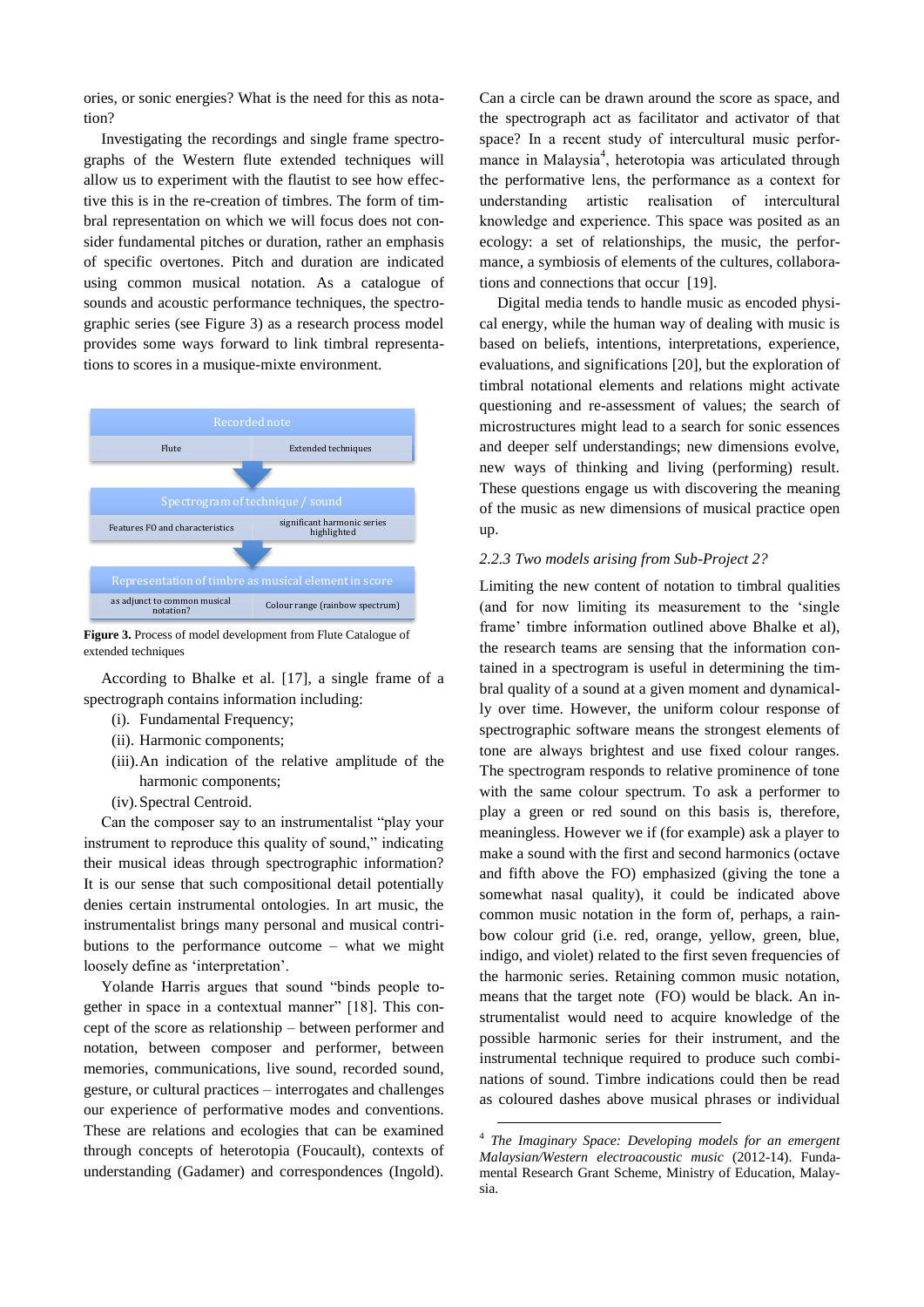ories, or sonic energies? What is the need for this as notation?

Investigating the recordings and single frame spectrographs of the Western flute extended techniques will allow us to experiment with the flautist to see how effective this is in the re-creation of timbres. The form of timbral representation on which we will focus does not consider fundamental pitches or duration, rather an emphasis of specific overtones. Pitch and duration are indicated using common musical notation. As a catalogue of sounds and acoustic performance techniques, the spectrographic series (see Figure 3) as a research process model provides some ways forward to link timbral representations to scores in a musique-mixte environment.

| Recorded note | |
| --- | --- |
| Flute | Extended techniques |
| **Spectrogram of technique / sound** | |
| Features FO and characteristics | significant harmonic series highlighted |
| **Representation of timbre as musical element in score** | |
| as adjunct to common musical notation? | Colour range (rainbow spectrum) |

**Figure 3.** Process of model development from Flute Catalogue of extended techniques

According to Bhalke et al. [17], a single frame of a spectrograph contains information including:

(i). Fundamental Frequency;
(ii). Harmonic components;
(iii). An indication of the relative amplitude of the harmonic components;
(iv). Spectral Centroid.

Can the composer say to an instrumentalist "play your instrument to reproduce this quality of sound," indicating their musical ideas through spectrographic information? It is our sense that such compositional detail potentially denies certain instrumental ontologies. In art music, the instrumentalist brings many personal and musical contributions to the performance outcome – what we might loosely define as 'interpretation'.

Yolande Harris argues that sound "binds people together in space in a contextual manner" [18]. This concept of the score as relationship – between performer and notation, between composer and performer, between memories, communications, live sound, recorded sound, gesture, or cultural practices – interrogates and challenges our experience of performative modes and conventions. These are relations and ecologies that can be examined through concepts of heterotopia (Foucault), contexts of understanding (Gadamer) and correspondences (Ingold). Can a circle can be drawn around the score as space, and the spectrograph act as facilitator and activator of that space? In a recent study of intercultural music performance in Malaysia[4], heterotopia was articulated through the performative lens, the performance as a context for understanding artistic realisation of intercultural knowledge and experience. This space was posited as an ecology: a set of relationships, the music, the performance, a symbiosis of elements of the cultures, collaborations and connections that occur [19].

Digital media tends to handle music as encoded physical energy, while the human way of dealing with music is based on beliefs, intentions, interpretations, experience, evaluations, and significations [20], but the exploration of timbral notational elements and relations might activate questioning and re-assessment of values; the search of microstructures might lead to a search for sonic essences and deeper self understandings; new dimensions evolve, new ways of thinking and living (performing) result. These questions engage us with discovering the meaning of the music as new dimensions of musical practice open up.

### *2.2.3 Two models arising from Sub-Project 2?*

Limiting the new content of notation to timbral qualities (and for now limiting its measurement to the 'single frame' timbre information outlined above Bhalke et al), the research teams are sensing that the information contained in a spectrogram is useful in determining the timbral quality of a sound at a given moment and dynamically over time. However, the uniform colour response of spectrographic software means the strongest elements of tone are always brightest and use fixed colour ranges. The spectrogram responds to relative prominence of tone with the same colour spectrum. To ask a performer to play a green or red sound on this basis is, therefore, meaningless. However we if (for example) ask a player to make a sound with the first and second harmonics (octave and fifth above the FO) emphasized (giving the tone a somewhat nasal quality), it could be indicated above common music notation in the form of, perhaps, a rainbow colour grid (i.e. red, orange, yellow, green, blue, indigo, and violet) related to the first seven frequencies of the harmonic series. Retaining common music notation, means that the target note (FO) would be black. An instrumentalist would need to acquire knowledge of the possible harmonic series for their instrument, and the instrumental technique required to produce such combinations of sound. Timbre indications could then be read as coloured dashes above musical phrases or individual

---

[4] *The Imaginary Space: Developing models for an emergent Malaysian/Western electroacoustic music* (2012-14). Fundamental Research Grant Scheme, Ministry of Education, Malaysia.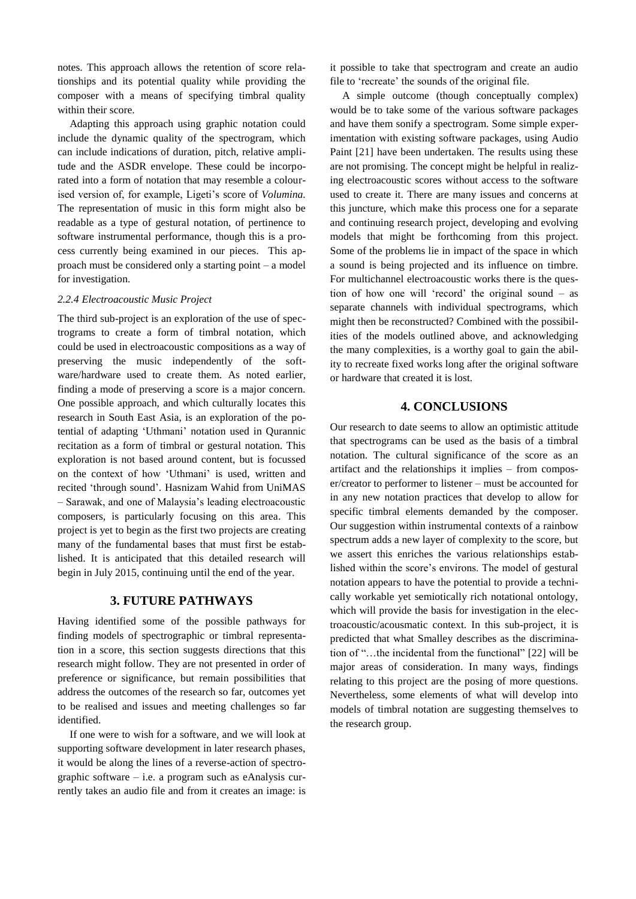notes. This approach allows the retention of score relationships and its potential quality while providing the composer with a means of specifying timbral quality within their score.

Adapting this approach using graphic notation could include the dynamic quality of the spectrogram, which can include indications of duration, pitch, relative amplitude and the ASDR envelope. These could be incorporated into a form of notation that may resemble a colourised version of, for example, Ligeti's score of *Volumina*. The representation of music in this form might also be readable as a type of gestural notation, of pertinence to software instrumental performance, though this is a process currently being examined in our pieces. This approach must be considered only a starting point – a model for investigation.

#### *2.2.4 Electroacoustic Music Project*

The third sub-project is an exploration of the use of spectrograms to create a form of timbral notation, which could be used in electroacoustic compositions as a way of preserving the music independently of the software/hardware used to create them. As noted earlier, finding a mode of preserving a score is a major concern. One possible approach, and which culturally locates this research in South East Asia, is an exploration of the potential of adapting 'Uthmani' notation used in Qurannic recitation as a form of timbral or gestural notation. This exploration is not based around content, but is focussed on the context of how 'Uthmani' is used, written and recited 'through sound'. Hasnizam Wahid from UniMAS – Sarawak, and one of Malaysia's leading electroacoustic composers, is particularly focusing on this area. This project is yet to begin as the first two projects are creating many of the fundamental bases that must first be established. It is anticipated that this detailed research will begin in July 2015, continuing until the end of the year.

## 3. FUTURE PATHWAYS

Having identified some of the possible pathways for finding models of spectrographic or timbral representation in a score, this section suggests directions that this research might follow. They are not presented in order of preference or significance, but remain possibilities that address the outcomes of the research so far, outcomes yet to be realised and issues and meeting challenges so far identified.

If one were to wish for a software, and we will look at supporting software development in later research phases, it would be along the lines of a reverse-action of spectrographic software – i.e. a program such as eAnalysis currently takes an audio file and from it creates an image: is it possible to take that spectrogram and create an audio file to 'recreate' the sounds of the original file.

A simple outcome (though conceptually complex) would be to take some of the various software packages and have them sonify a spectrogram. Some simple experimentation with existing software packages, using Audio Paint [21] have been undertaken. The results using these are not promising. The concept might be helpful in realizing electroacoustic scores without access to the software used to create it. There are many issues and concerns at this juncture, which make this process one for a separate and continuing research project, developing and evolving models that might be forthcoming from this project. Some of the problems lie in impact of the space in which a sound is being projected and its influence on timbre. For multichannel electroacoustic works there is the question of how one will 'record' the original sound – as separate channels with individual spectrograms, which might then be reconstructed? Combined with the possibilities of the models outlined above, and acknowledging the many complexities, is a worthy goal to gain the ability to recreate fixed works long after the original software or hardware that created it is lost.

## 4. CONCLUSIONS

Our research to date seems to allow an optimistic attitude that spectrograms can be used as the basis of a timbral notation. The cultural significance of the score as an artifact and the relationships it implies – from composer/creator to performer to listener – must be accounted for in any new notation practices that develop to allow for specific timbral elements demanded by the composer. Our suggestion within instrumental contexts of a rainbow spectrum adds a new layer of complexity to the score, but we assert this enriches the various relationships established within the score's environs. The model of gestural notation appears to have the potential to provide a technically workable yet semiotically rich notational ontology, which will provide the basis for investigation in the electroacoustic/acousmatic context. In this sub-project, it is predicted that what Smalley describes as the discrimination of "…the incidental from the functional" [22] will be major areas of consideration. In many ways, findings relating to this project are the posing of more questions. Nevertheless, some elements of what will develop into models of timbral notation are suggesting themselves to the research group.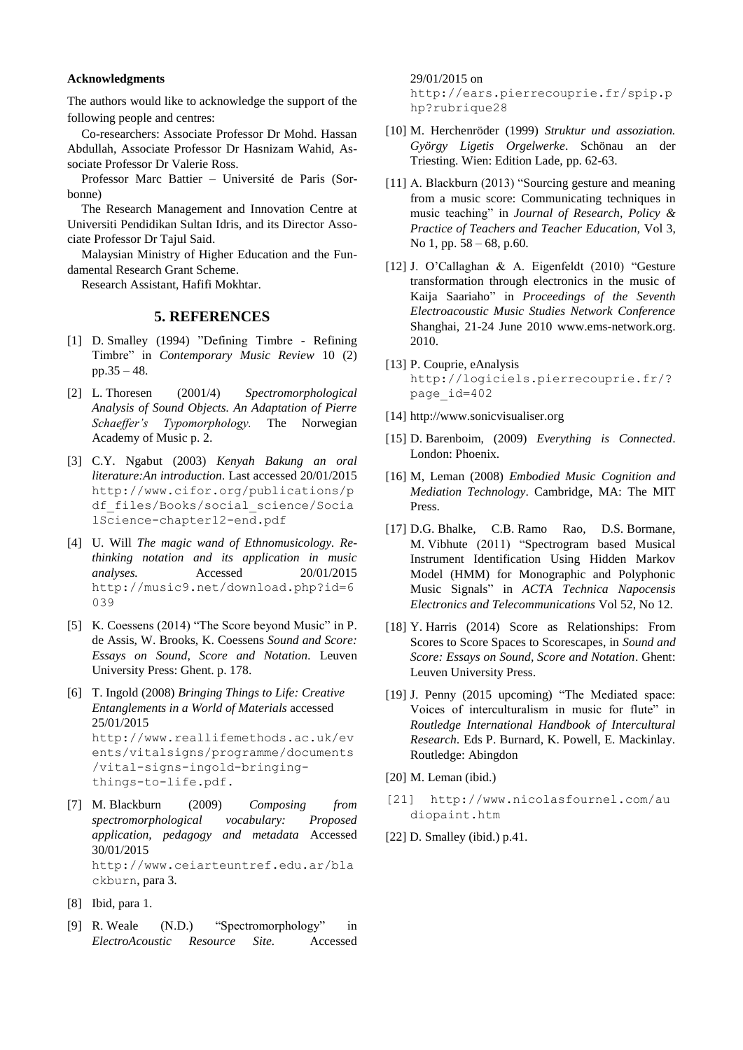**Acknowledgments**

The authors would like to acknowledge the support of the following people and centres:

Co-researchers: Associate Professor Dr Mohd. Hassan Abdullah, Associate Professor Dr Hasnizam Wahid, Associate Professor Dr Valerie Ross.

Professor Marc Battier – Université de Paris (Sorbonne)

The Research Management and Innovation Centre at Universiti Pendidikan Sultan Idris, and its Director Associate Professor Dr Tajul Said.

Malaysian Ministry of Higher Education and the Fundamental Research Grant Scheme.

Research Assistant, Hafifi Mokhtar.

## 5. REFERENCES

[1] D. Smalley (1994) "Defining Timbre - Refining Timbre" in *Contemporary Music Review* 10 (2) pp.35 – 48.

[2] L. Thoresen (2001/4) *Spectromorphological Analysis of Sound Objects. An Adaptation of Pierre Schaeffer's Typomorphology.* The Norwegian Academy of Music p. 2.

[3] C.Y. Ngabut (2003) *Kenyah Bakung an oral literature:An introduction*. Last accessed 20/01/2015 http://www.cifor.org/publications/pdf_files/Books/social_science/SocialScience-chapter12-end.pdf

[4] U. Will *The magic wand of Ethnomusicology. Re-thinking notation and its application in music analyses.* Accessed 20/01/2015 http://music9.net/download.php?id=6039

[5] K. Coessens (2014) "The Score beyond Music" in P. de Assis, W. Brooks, K. Coessens *Sound and Score: Essays on Sound, Score and Notation.* Leuven University Press: Ghent. p. 178.

[6] T. Ingold (2008) *Bringing Things to Life: Creative Entanglements in a World of Materials* accessed 25/01/2015 http://www.reallifemethods.ac.uk/events/vitalsigns/programme/documents/vital-signs-ingold-bringing-things-to-life.pdf.

[7] M. Blackburn (2009) *Composing from spectromorphological vocabulary: Proposed application, pedagogy and metadata* Accessed 30/01/2015 http://www.ceiarteuntref.edu.ar/blackburn, para 3.

[8] Ibid, para 1.

[9] R. Weale (N.D.) "Spectromorphology" in *ElectroAcoustic Resource Site.* Accessed 29/01/2015 on http://ears.pierrecouprie.fr/spip.php?rubrique28

[10] M. Herchenröder (1999) *Struktur und assoziation. György Ligetis Orgelwerke*. Schönau an der Triesting. Wien: Edition Lade, pp. 62-63.

[11] A. Blackburn (2013) "Sourcing gesture and meaning from a music score: Communicating techniques in music teaching" in *Journal of Research, Policy & Practice of Teachers and Teacher Education,* Vol 3, No 1, pp. 58 – 68, p.60.

[12] J. O'Callaghan & A. Eigenfeldt (2010) "Gesture transformation through electronics in the music of Kaija Saariaho" in *Proceedings of the Seventh Electroacoustic Music Studies Network Conference* Shanghai, 21-24 June 2010 www.ems-network.org. 2010.

[13] P. Couprie, eAnalysis http://logiciels.pierrecouprie.fr/?page_id=402

[14] http://www.sonicvisualiser.org

[15] D. Barenboim, (2009) *Everything is Connected*. London: Phoenix.

[16] M, Leman (2008) *Embodied Music Cognition and Mediation Technology*. Cambridge, MA: The MIT Press.

[17] D.G. Bhalke, C.B. Ramo Rao, D.S. Bormane, M. Vibhute (2011) "Spectrogram based Musical Instrument Identification Using Hidden Markov Model (HMM) for Monographic and Polyphonic Music Signals" in *ACTA Technica Napocensis Electronics and Telecommunications* Vol 52, No 12.

[18] Y. Harris (2014) Score as Relationships: From Scores to Score Spaces to Scorescapes, in *Sound and Score: Essays on Sound, Score and Notation*. Ghent: Leuven University Press.

[19] J. Penny (2015 upcoming) "The Mediated space: Voices of interculturalism in music for flute" in *Routledge International Handbook of Intercultural Research*. Eds P. Burnard, K. Powell, E. Mackinlay. Routledge: Abingdon

[20] M. Leman (ibid.)

[21] http://www.nicolasfournel.com/audiopaint.htm

[22] D. Smalley (ibid.) p.41.